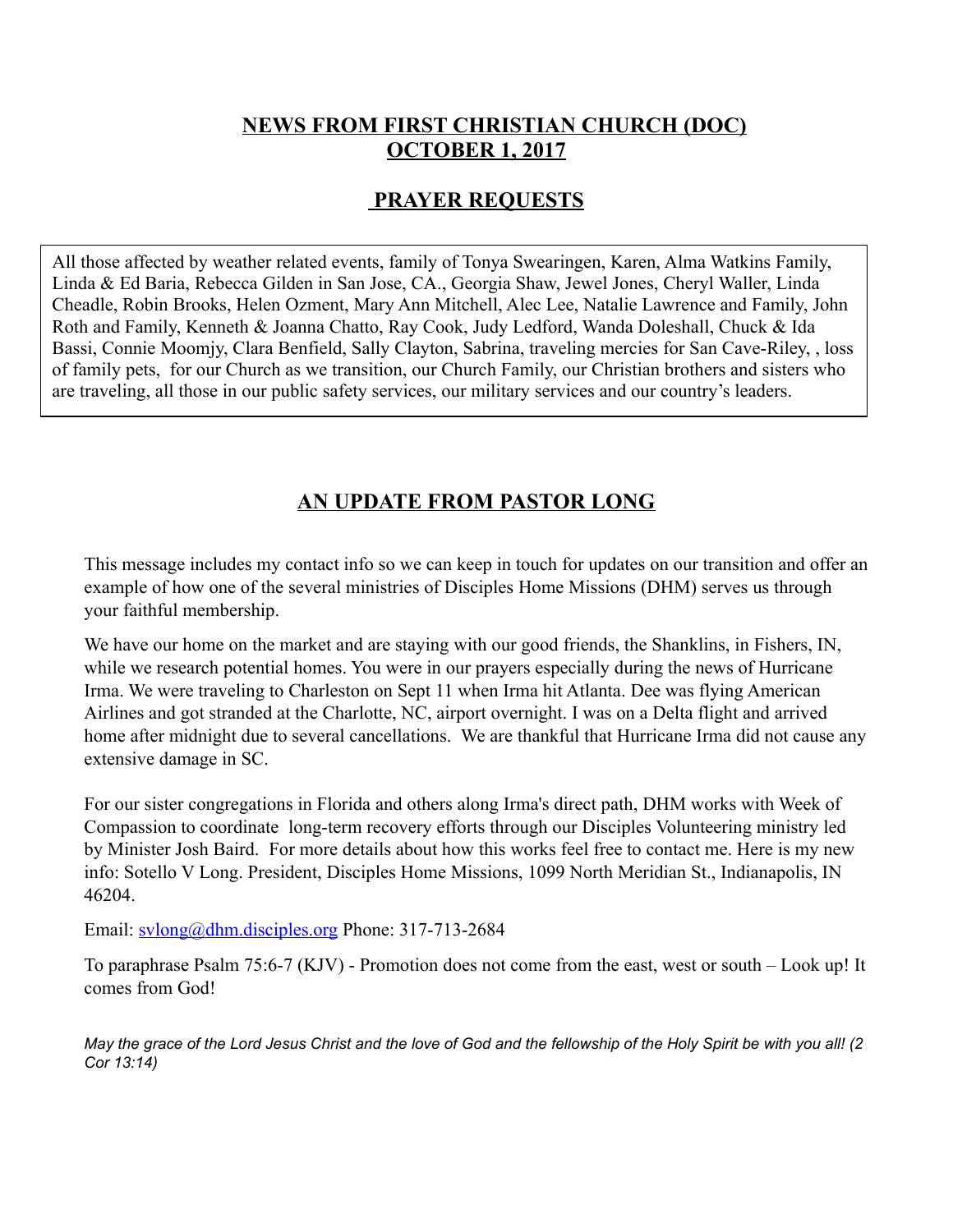# NEWS FROM FIRST CHRISTIAN CHURCH (DOC)
# OCTOBER 1, 2017

## PRAYER REQUESTS

All those affected by weather related events, family of Tonya Swearingen, Karen, Alma Watkins Family, Linda & Ed Baria, Rebecca Gilden in San Jose, CA., Georgia Shaw, Jewel Jones, Cheryl Waller, Linda Cheadle, Robin Brooks, Helen Ozment, Mary Ann Mitchell, Alec Lee, Natalie Lawrence and Family, John Roth and Family, Kenneth & Joanna Chatto, Ray Cook, Judy Ledford, Wanda Doleshall, Chuck & Ida Bassi, Connie Moomjy, Clara Benfield, Sally Clayton, Sabrina, traveling mercies for San Cave-Riley, , loss of family pets, for our Church as we transition, our Church Family, our Christian brothers and sisters who are traveling, all those in our public safety services, our military services and our country's leaders.

## AN UPDATE FROM PASTOR LONG

This message includes my contact info so we can keep in touch for updates on our transition and offer an example of how one of the several ministries of Disciples Home Missions (DHM) serves us through your faithful membership.

We have our home on the market and are staying with our good friends, the Shanklins, in Fishers, IN, while we research potential homes. You were in our prayers especially during the news of Hurricane Irma. We were traveling to Charleston on Sept 11 when Irma hit Atlanta. Dee was flying American Airlines and got stranded at the Charlotte, NC, airport overnight. I was on a Delta flight and arrived home after midnight due to several cancellations. We are thankful that Hurricane Irma did not cause any extensive damage in SC.

For our sister congregations in Florida and others along Irma's direct path, DHM works with Week of Compassion to coordinate long-term recovery efforts through our Disciples Volunteering ministry led by Minister Josh Baird. For more details about how this works feel free to contact me. Here is my new info: Sotello V Long. President, Disciples Home Missions, 1099 North Meridian St., Indianapolis, IN 46204.

Email: svlong@dhm.disciples.org Phone: 317-713-2684

To paraphrase Psalm 75:6-7 (KJV) - Promotion does not come from the east, west or south – Look up! It comes from God!

*May the grace of the Lord Jesus Christ and the love of God and the fellowship of the Holy Spirit be with you all! (2 Cor 13:14)*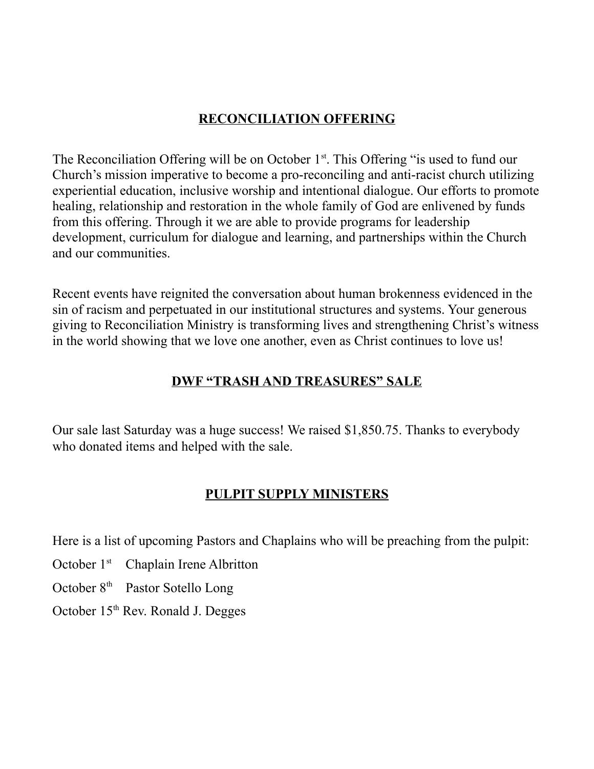## RECONCILIATION OFFERING

The Reconciliation Offering will be on October 1st. This Offering "is used to fund our Church's mission imperative to become a pro-reconciling and anti-racist church utilizing experiential education, inclusive worship and intentional dialogue. Our efforts to promote healing, relationship and restoration in the whole family of God are enlivened by funds from this offering. Through it we are able to provide programs for leadership development, curriculum for dialogue and learning, and partnerships within the Church and our communities.

Recent events have reignited the conversation about human brokenness evidenced in the sin of racism and perpetuated in our institutional structures and systems. Your generous giving to Reconciliation Ministry is transforming lives and strengthening Christ's witness in the world showing that we love one another, even as Christ continues to love us!

## DWF "TRASH AND TREASURES" SALE

Our sale last Saturday was a huge success! We raised $1,850.75. Thanks to everybody who donated items and helped with the sale.

## PULPIT SUPPLY MINISTERS

Here is a list of upcoming Pastors and Chaplains who will be preaching from the pulpit:

October 1st Chaplain Irene Albritton

October 8th Pastor Sotello Long

October 15th Rev. Ronald J. Degges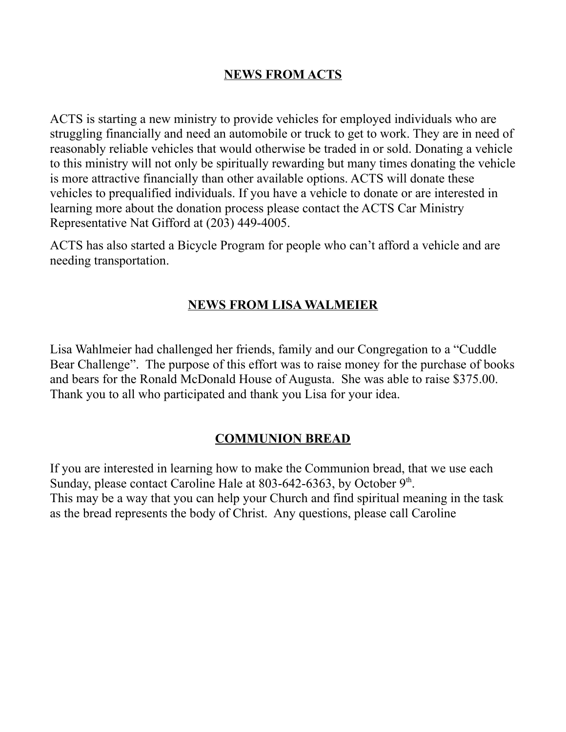## **NEWS FROM ACTS**

ACTS is starting a new ministry to provide vehicles for employed individuals who are struggling financially and need an automobile or truck to get to work. They are in need of reasonably reliable vehicles that would otherwise be traded in or sold. Donating a vehicle to this ministry will not only be spiritually rewarding but many times donating the vehicle is more attractive financially than other available options. ACTS will donate these vehicles to prequalified individuals. If you have a vehicle to donate or are interested in learning more about the donation process please contact the ACTS Car Ministry Representative Nat Gifford at (203) 449-4005.

ACTS has also started a Bicycle Program for people who can't afford a vehicle and are needing transportation.

## **NEWS FROM LISA WALMEIER**

Lisa Wahlmeier had challenged her friends, family and our Congregation to a "Cuddle Bear Challenge". The purpose of this effort was to raise money for the purchase of books and bears for the Ronald McDonald House of Augusta. She was able to raise $375.00. Thank you to all who participated and thank you Lisa for your idea.

## **COMMUNION BREAD**

If you are interested in learning how to make the Communion bread, that we use each Sunday, please contact Caroline Hale at 803-642-6363, by October 9th.
This may be a way that you can help your Church and find spiritual meaning in the task as the bread represents the body of Christ. Any questions, please call Caroline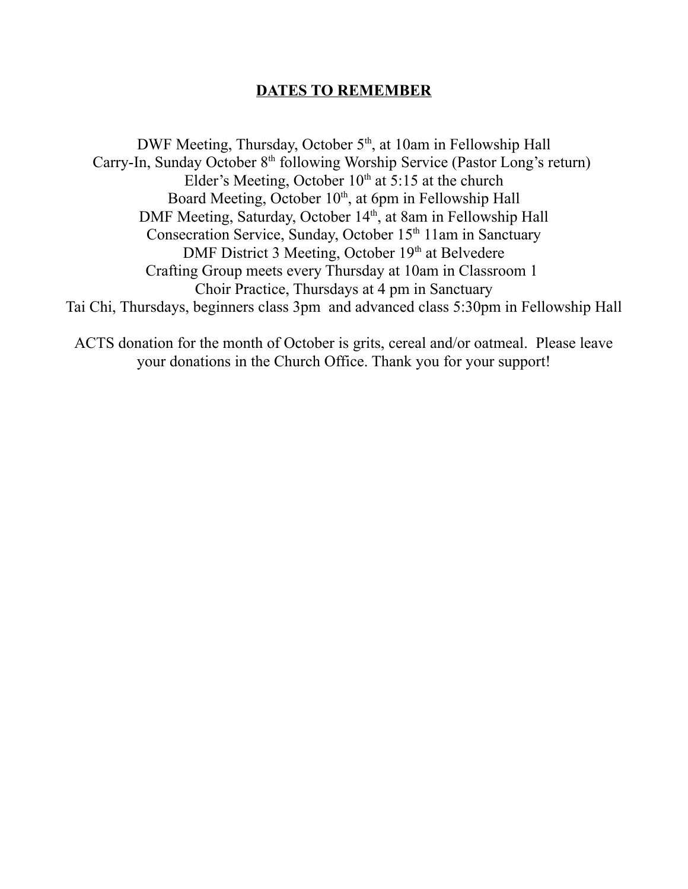**DATES TO REMEMBER**

DWF Meeting, Thursday, October 5th, at 10am in Fellowship Hall
Carry-In, Sunday October 8th following Worship Service (Pastor Long's return)
Elder's Meeting, October 10th at 5:15 at the church
Board Meeting, October 10th, at 6pm in Fellowship Hall
DMF Meeting, Saturday, October 14th, at 8am in Fellowship Hall
Consecration Service, Sunday, October 15th 11am in Sanctuary
DMF District 3 Meeting, October 19th at Belvedere
Crafting Group meets every Thursday at 10am in Classroom 1
Choir Practice, Thursdays at 4 pm in Sanctuary
Tai Chi, Thursdays, beginners class 3pm and advanced class 5:30pm in Fellowship Hall

ACTS donation for the month of October is grits, cereal and/or oatmeal. Please leave your donations in the Church Office. Thank you for your support!